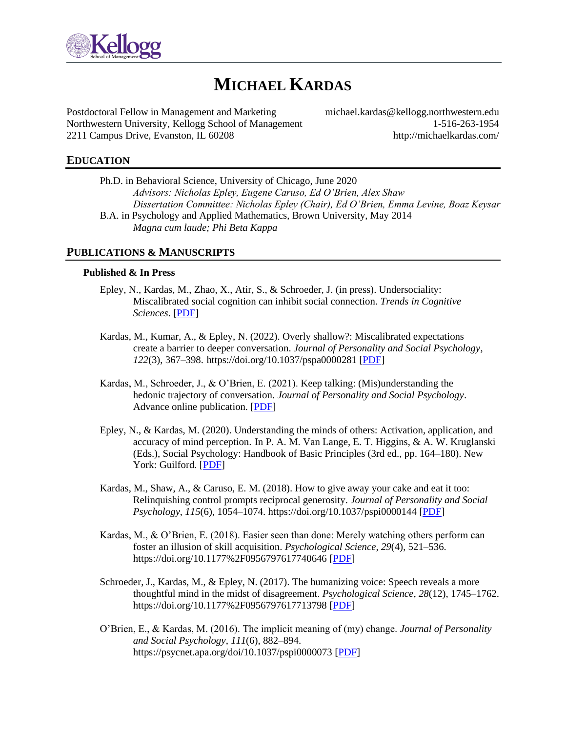# MICHAEL KARDAS

Postdoctoral Fellow in Management and Marketing
Northwestern University, Kellogg School of Management
2211 Campus Drive, Evanston, IL 60208

michael.kardas@kellogg.northwestern.edu
1-516-263-1954
http://michaelkardas.com/

## EDUCATION

Ph.D. in Behavioral Science, University of Chicago, June 2020
*Advisors: Nicholas Epley, Eugene Caruso, Ed O'Brien, Alex Shaw*
*Dissertation Committee: Nicholas Epley (Chair), Ed O'Brien, Emma Levine, Boaz Keysar*

B.A. in Psychology and Applied Mathematics, Brown University, May 2014
*Magna cum laude; Phi Beta Kappa*

## PUBLICATIONS & MANUSCRIPTS

### Published & In Press

Epley, N., Kardas, M., Zhao, X., Atir, S., & Schroeder, J. (in press). Undersociality: Miscalibrated social cognition can inhibit social connection. *Trends in Cognitive Sciences*. [PDF]

Kardas, M., Kumar, A., & Epley, N. (2022). Overly shallow?: Miscalibrated expectations create a barrier to deeper conversation. *Journal of Personality and Social Psychology*, *122*(3), 367–398. https://doi.org/10.1037/pspa0000281 [PDF]

Kardas, M., Schroeder, J., & O'Brien, E. (2021). Keep talking: (Mis)understanding the hedonic trajectory of conversation. *Journal of Personality and Social Psychology*. Advance online publication. [PDF]

Epley, N., & Kardas, M. (2020). Understanding the minds of others: Activation, application, and accuracy of mind perception. In P. A. M. Van Lange, E. T. Higgins, & A. W. Kruglanski (Eds.), Social Psychology: Handbook of Basic Principles (3rd ed., pp. 164–180). New York: Guilford. [PDF]

Kardas, M., Shaw, A., & Caruso, E. M. (2018). How to give away your cake and eat it too: Relinquishing control prompts reciprocal generosity. *Journal of Personality and Social Psychology*, *115*(6), 1054–1074. https://doi.org/10.1037/pspi0000144 [PDF]

Kardas, M., & O'Brien, E. (2018). Easier seen than done: Merely watching others perform can foster an illusion of skill acquisition. *Psychological Science*, *29*(4), 521–536. https://doi.org/10.1177%2F0956797617740646 [PDF]

Schroeder, J., Kardas, M., & Epley, N. (2017). The humanizing voice: Speech reveals a more thoughtful mind in the midst of disagreement. *Psychological Science*, *28*(12), 1745–1762. https://doi.org/10.1177%2F0956797617713798 [PDF]

O'Brien, E., & Kardas, M. (2016). The implicit meaning of (my) change. *Journal of Personality and Social Psychology*, *111*(6), 882–894. https://psycnet.apa.org/doi/10.1037/pspi0000073 [PDF]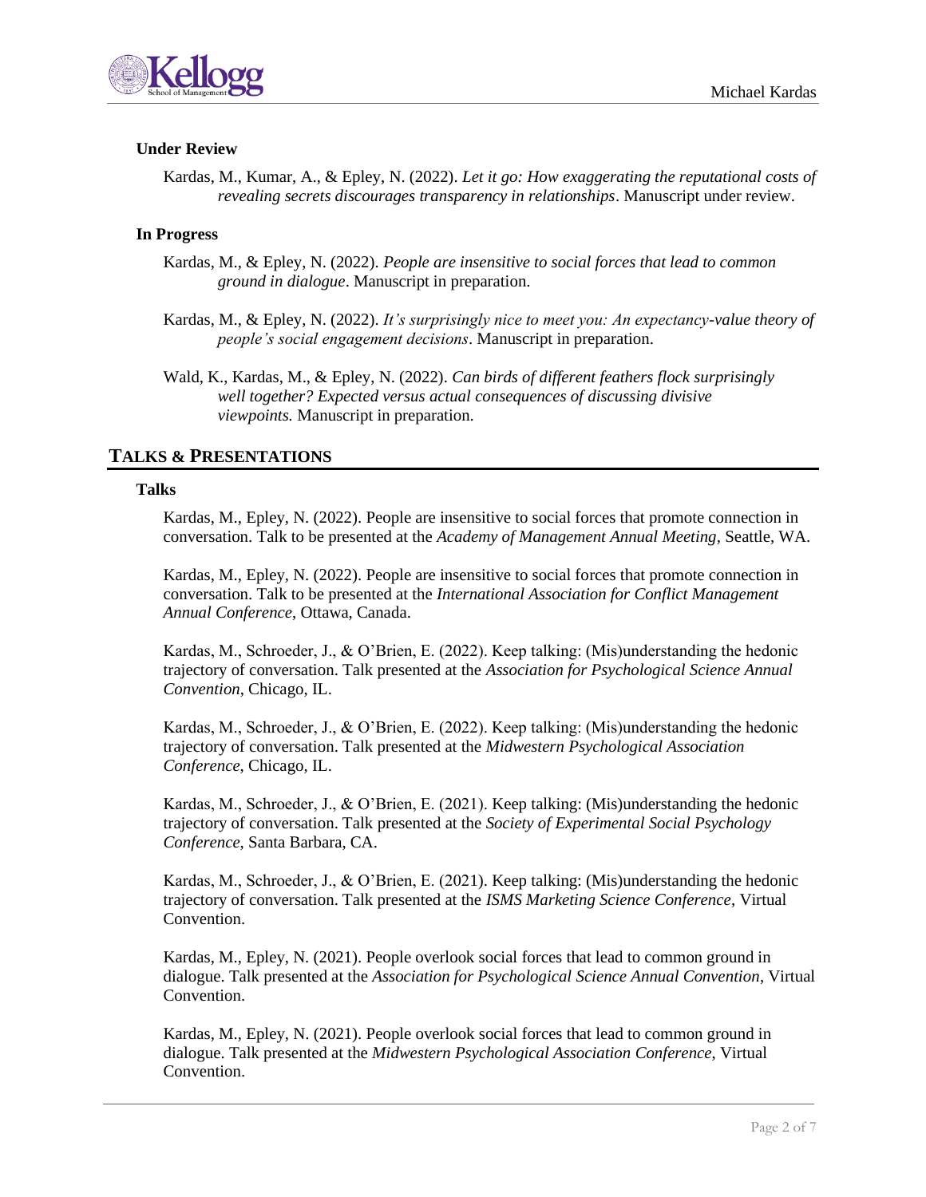### Under Review

Kardas, M., Kumar, A., & Epley, N. (2022). *Let it go: How exaggerating the reputational costs of revealing secrets discourages transparency in relationships*. Manuscript under review.

### In Progress

Kardas, M., & Epley, N. (2022). *People are insensitive to social forces that lead to common ground in dialogue*. Manuscript in preparation.

Kardas, M., & Epley, N. (2022). *It's surprisingly nice to meet you: An expectancy-value theory of people's social engagement decisions*. Manuscript in preparation.

Wald, K., Kardas, M., & Epley, N. (2022). *Can birds of different feathers flock surprisingly well together? Expected versus actual consequences of discussing divisive viewpoints.* Manuscript in preparation.

## TALKS & PRESENTATIONS

### Talks

Kardas, M., Epley, N. (2022). People are insensitive to social forces that promote connection in conversation. Talk to be presented at the *Academy of Management Annual Meeting*, Seattle, WA.

Kardas, M., Epley, N. (2022). People are insensitive to social forces that promote connection in conversation. Talk to be presented at the *International Association for Conflict Management Annual Conference*, Ottawa, Canada.

Kardas, M., Schroeder, J., & O'Brien, E. (2022). Keep talking: (Mis)understanding the hedonic trajectory of conversation. Talk presented at the *Association for Psychological Science Annual Convention*, Chicago, IL.

Kardas, M., Schroeder, J., & O'Brien, E. (2022). Keep talking: (Mis)understanding the hedonic trajectory of conversation. Talk presented at the *Midwestern Psychological Association Conference*, Chicago, IL.

Kardas, M., Schroeder, J., & O'Brien, E. (2021). Keep talking: (Mis)understanding the hedonic trajectory of conversation. Talk presented at the *Society of Experimental Social Psychology Conference*, Santa Barbara, CA.

Kardas, M., Schroeder, J., & O'Brien, E. (2021). Keep talking: (Mis)understanding the hedonic trajectory of conversation. Talk presented at the *ISMS Marketing Science Conference*, Virtual Convention.

Kardas, M., Epley, N. (2021). People overlook social forces that lead to common ground in dialogue. Talk presented at the *Association for Psychological Science Annual Convention*, Virtual Convention.

Kardas, M., Epley, N. (2021). People overlook social forces that lead to common ground in dialogue. Talk presented at the *Midwestern Psychological Association Conference*, Virtual Convention.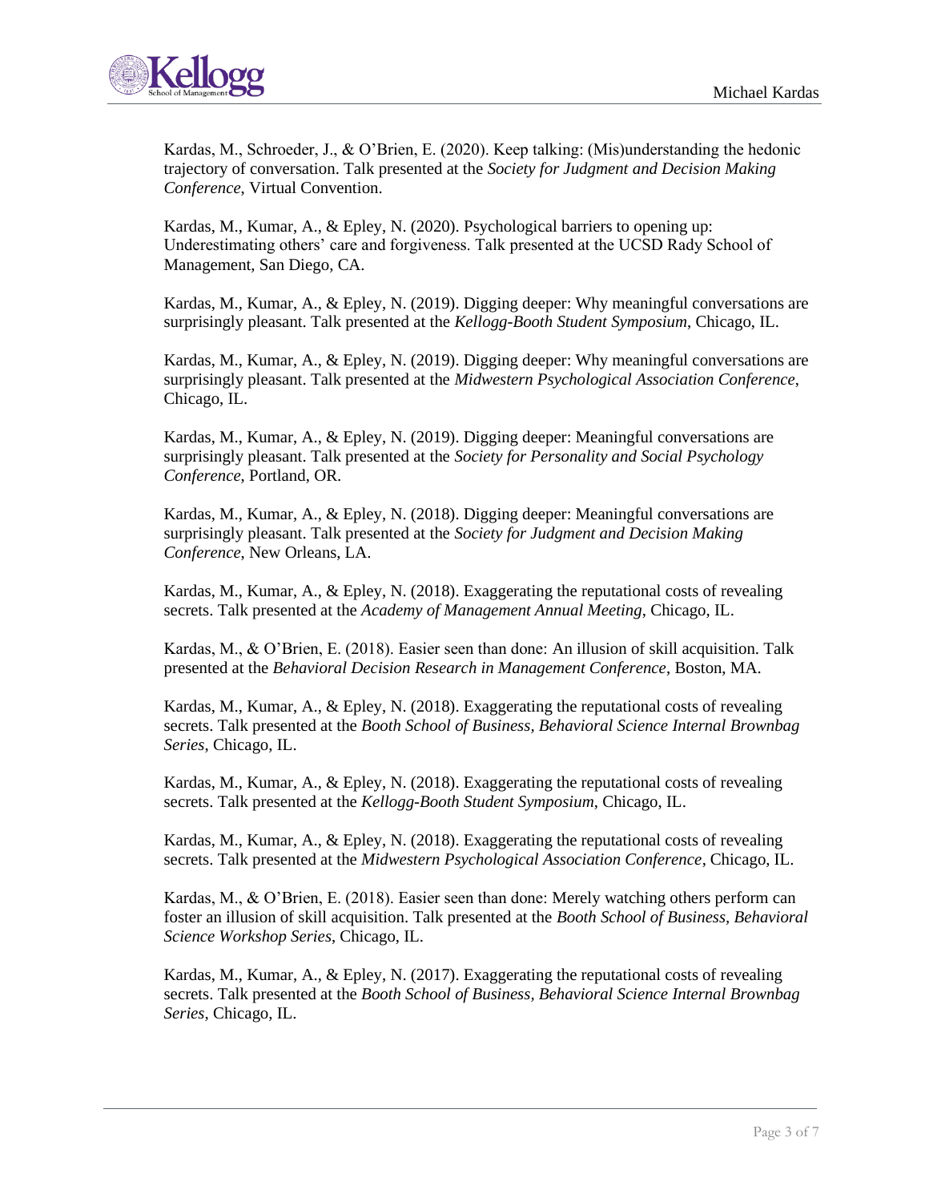Kardas, M., Schroeder, J., & O'Brien, E. (2020). Keep talking: (Mis)understanding the hedonic trajectory of conversation. Talk presented at the *Society for Judgment and Decision Making Conference*, Virtual Convention.

Kardas, M., Kumar, A., & Epley, N. (2020). Psychological barriers to opening up: Underestimating others' care and forgiveness. Talk presented at the UCSD Rady School of Management, San Diego, CA.

Kardas, M., Kumar, A., & Epley, N. (2019). Digging deeper: Why meaningful conversations are surprisingly pleasant. Talk presented at the *Kellogg-Booth Student Symposium*, Chicago, IL.

Kardas, M., Kumar, A., & Epley, N. (2019). Digging deeper: Why meaningful conversations are surprisingly pleasant. Talk presented at the *Midwestern Psychological Association Conference*, Chicago, IL.

Kardas, M., Kumar, A., & Epley, N. (2019). Digging deeper: Meaningful conversations are surprisingly pleasant. Talk presented at the *Society for Personality and Social Psychology Conference*, Portland, OR.

Kardas, M., Kumar, A., & Epley, N. (2018). Digging deeper: Meaningful conversations are surprisingly pleasant. Talk presented at the *Society for Judgment and Decision Making Conference*, New Orleans, LA.

Kardas, M., Kumar, A., & Epley, N. (2018). Exaggerating the reputational costs of revealing secrets. Talk presented at the *Academy of Management Annual Meeting*, Chicago, IL.

Kardas, M., & O'Brien, E. (2018). Easier seen than done: An illusion of skill acquisition. Talk presented at the *Behavioral Decision Research in Management Conference*, Boston, MA.

Kardas, M., Kumar, A., & Epley, N. (2018). Exaggerating the reputational costs of revealing secrets. Talk presented at the *Booth School of Business, Behavioral Science Internal Brownbag Series*, Chicago, IL.

Kardas, M., Kumar, A., & Epley, N. (2018). Exaggerating the reputational costs of revealing secrets. Talk presented at the *Kellogg-Booth Student Symposium*, Chicago, IL.

Kardas, M., Kumar, A., & Epley, N. (2018). Exaggerating the reputational costs of revealing secrets. Talk presented at the *Midwestern Psychological Association Conference*, Chicago, IL.

Kardas, M., & O'Brien, E. (2018). Easier seen than done: Merely watching others perform can foster an illusion of skill acquisition. Talk presented at the *Booth School of Business, Behavioral Science Workshop Series*, Chicago, IL.

Kardas, M., Kumar, A., & Epley, N. (2017). Exaggerating the reputational costs of revealing secrets. Talk presented at the *Booth School of Business, Behavioral Science Internal Brownbag Series*, Chicago, IL.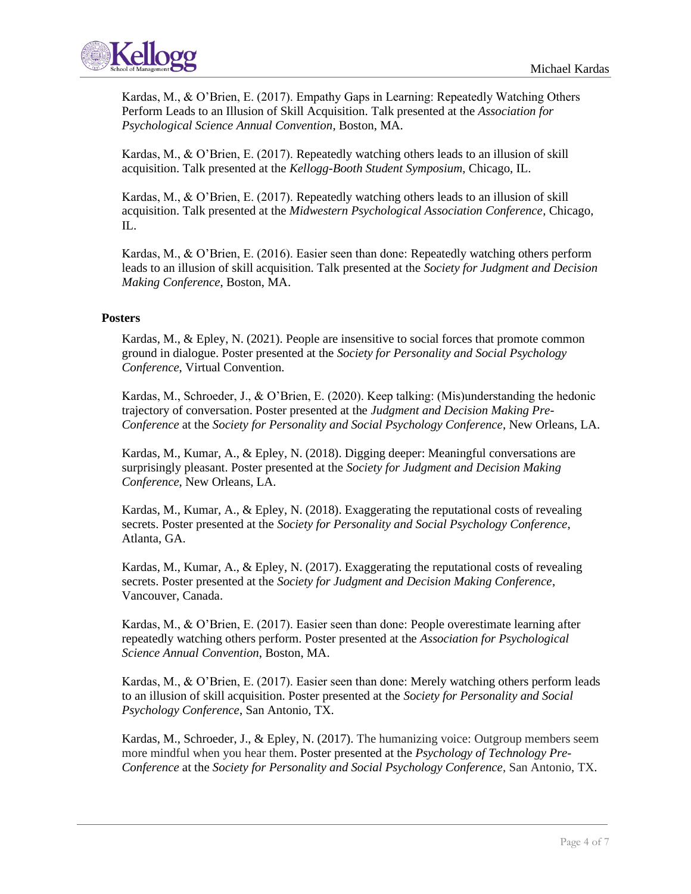Kardas, M., & O’Brien, E. (2017). Empathy Gaps in Learning: Repeatedly Watching Others Perform Leads to an Illusion of Skill Acquisition. Talk presented at the *Association for Psychological Science Annual Convention*, Boston, MA.

Kardas, M., & O’Brien, E. (2017). Repeatedly watching others leads to an illusion of skill acquisition. Talk presented at the *Kellogg-Booth Student Symposium*, Chicago, IL.

Kardas, M., & O’Brien, E. (2017). Repeatedly watching others leads to an illusion of skill acquisition. Talk presented at the *Midwestern Psychological Association Conference*, Chicago, IL.

Kardas, M., & O’Brien, E. (2016). Easier seen than done: Repeatedly watching others perform leads to an illusion of skill acquisition. Talk presented at the *Society for Judgment and Decision Making Conference*, Boston, MA.

**Posters**

Kardas, M., & Epley, N. (2021). People are insensitive to social forces that promote common ground in dialogue. Poster presented at the *Society for Personality and Social Psychology Conference*, Virtual Convention.

Kardas, M., Schroeder, J., & O’Brien, E. (2020). Keep talking: (Mis)understanding the hedonic trajectory of conversation. Poster presented at the *Judgment and Decision Making Pre-Conference* at the *Society for Personality and Social Psychology Conference*, New Orleans, LA.

Kardas, M., Kumar, A., & Epley, N. (2018). Digging deeper: Meaningful conversations are surprisingly pleasant. Poster presented at the *Society for Judgment and Decision Making Conference*, New Orleans, LA.

Kardas, M., Kumar, A., & Epley, N. (2018). Exaggerating the reputational costs of revealing secrets. Poster presented at the *Society for Personality and Social Psychology Conference*, Atlanta, GA.

Kardas, M., Kumar, A., & Epley, N. (2017). Exaggerating the reputational costs of revealing secrets. Poster presented at the *Society for Judgment and Decision Making Conference*, Vancouver, Canada.

Kardas, M., & O’Brien, E. (2017). Easier seen than done: People overestimate learning after repeatedly watching others perform. Poster presented at the *Association for Psychological Science Annual Convention*, Boston, MA.

Kardas, M., & O’Brien, E. (2017). Easier seen than done: Merely watching others perform leads to an illusion of skill acquisition. Poster presented at the *Society for Personality and Social Psychology Conference*, San Antonio, TX.

Kardas, M., Schroeder, J., & Epley, N. (2017). The humanizing voice: Outgroup members seem more mindful when you hear them. Poster presented at the *Psychology of Technology Pre-Conference* at the *Society for Personality and Social Psychology Conference*, San Antonio, TX.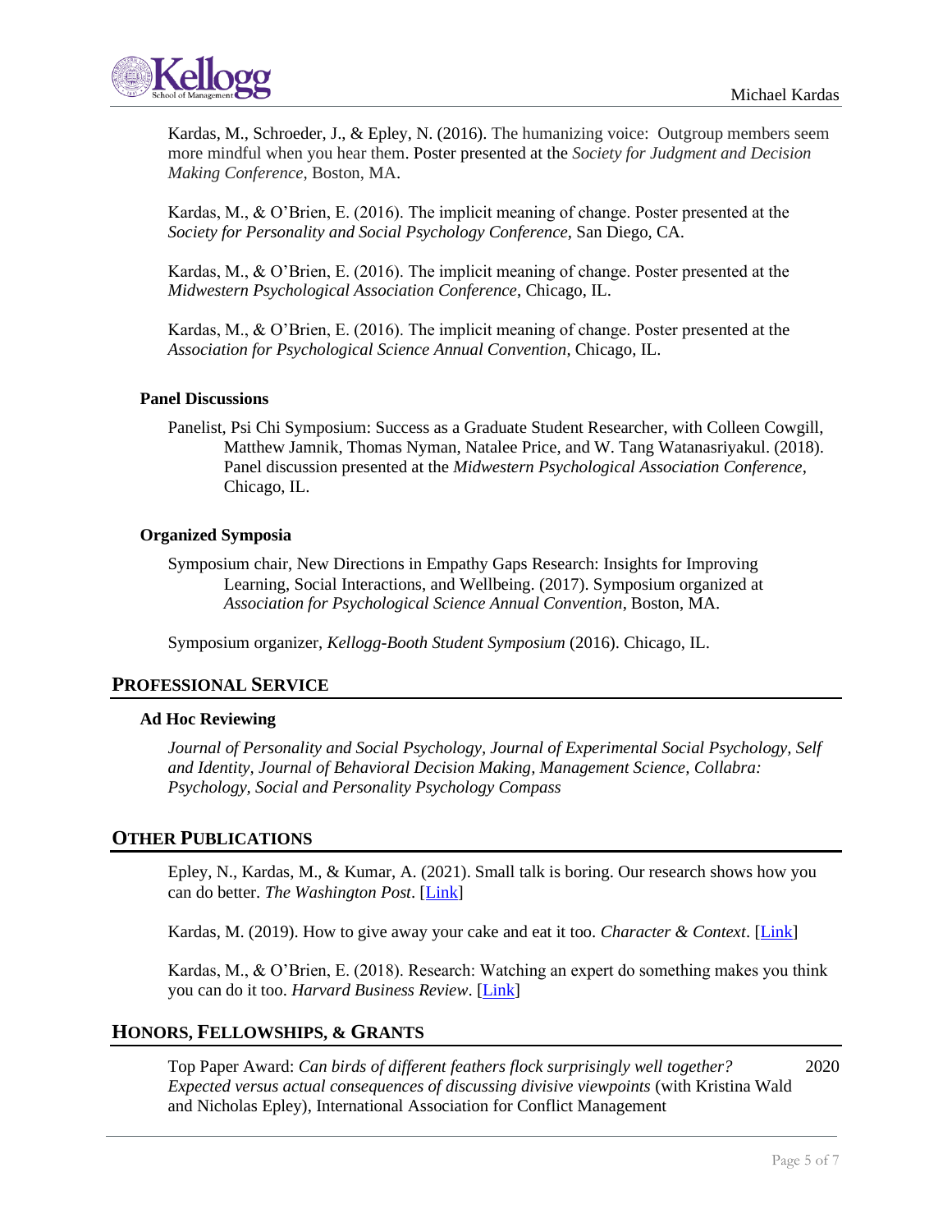Kardas, M., Schroeder, J., & Epley, N. (2016). The humanizing voice: Outgroup members seem more mindful when you hear them. Poster presented at the *Society for Judgment and Decision Making Conference*, Boston, MA.

Kardas, M., & O'Brien, E. (2016). The implicit meaning of change. Poster presented at the *Society for Personality and Social Psychology Conference*, San Diego, CA.

Kardas, M., & O'Brien, E. (2016). The implicit meaning of change. Poster presented at the *Midwestern Psychological Association Conference*, Chicago, IL.

Kardas, M., & O'Brien, E. (2016). The implicit meaning of change. Poster presented at the *Association for Psychological Science Annual Convention*, Chicago, IL.

### Panel Discussions

Panelist, Psi Chi Symposium: Success as a Graduate Student Researcher, with Colleen Cowgill, Matthew Jamnik, Thomas Nyman, Natalee Price, and W. Tang Watanasriyakul. (2018). Panel discussion presented at the *Midwestern Psychological Association Conference*, Chicago, IL.

### Organized Symposia

Symposium chair, New Directions in Empathy Gaps Research: Insights for Improving Learning, Social Interactions, and Wellbeing. (2017). Symposium organized at *Association for Psychological Science Annual Convention*, Boston, MA.

Symposium organizer, *Kellogg-Booth Student Symposium* (2016). Chicago, IL.

## PROFESSIONAL SERVICE

### Ad Hoc Reviewing

*Journal of Personality and Social Psychology, Journal of Experimental Social Psychology, Self and Identity, Journal of Behavioral Decision Making, Management Science, Collabra: Psychology, Social and Personality Psychology Compass*

## OTHER PUBLICATIONS

Epley, N., Kardas, M., & Kumar, A. (2021). Small talk is boring. Our research shows how you can do better. *The Washington Post*. [Link]

Kardas, M. (2019). How to give away your cake and eat it too. *Character & Context*. [Link]

Kardas, M., & O'Brien, E. (2018). Research: Watching an expert do something makes you think you can do it too. *Harvard Business Review*. [Link]

## HONORS, FELLOWSHIPS, & GRANTS

Top Paper Award: *Can birds of different feathers flock surprisingly well together? Expected versus actual consequences of discussing divisive viewpoints* (with Kristina Wald and Nicholas Epley), International Association for Conflict Management — 2020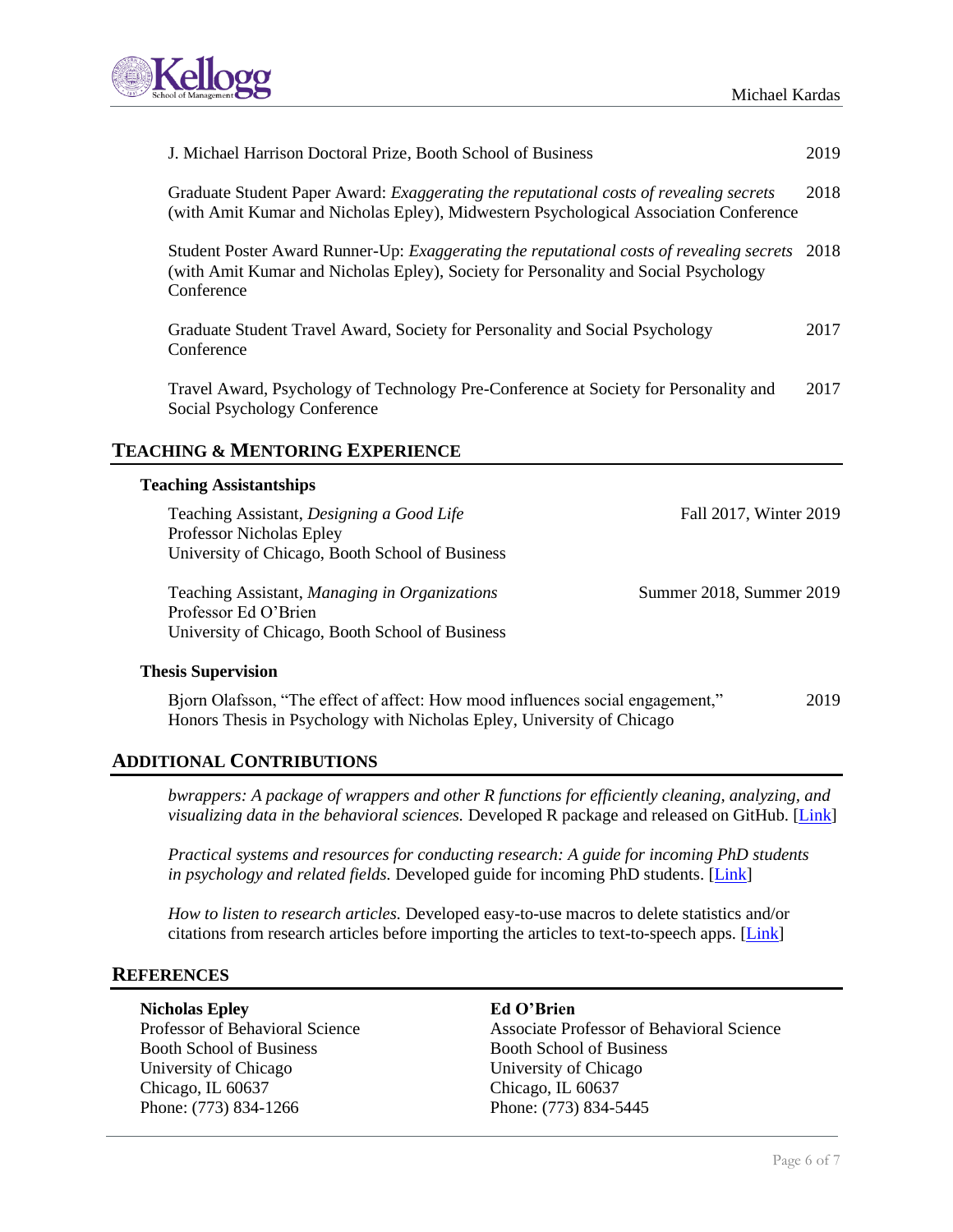J. Michael Harrison Doctoral Prize, Booth School of Business — 2019

Graduate Student Paper Award: *Exaggerating the reputational costs of revealing secrets* (with Amit Kumar and Nicholas Epley), Midwestern Psychological Association Conference — 2018

Student Poster Award Runner-Up: *Exaggerating the reputational costs of revealing secrets* (with Amit Kumar and Nicholas Epley), Society for Personality and Social Psychology Conference — 2018

Graduate Student Travel Award, Society for Personality and Social Psychology Conference — 2017

Travel Award, Psychology of Technology Pre-Conference at Society for Personality and Social Psychology Conference — 2017

## TEACHING & MENTORING EXPERIENCE

### Teaching Assistantships

Teaching Assistant, *Designing a Good Life* — Fall 2017, Winter 2019
Professor Nicholas Epley
University of Chicago, Booth School of Business

Teaching Assistant, *Managing in Organizations* — Summer 2018, Summer 2019
Professor Ed O'Brien
University of Chicago, Booth School of Business

### Thesis Supervision

Bjorn Olafsson, "The effect of affect: How mood influences social engagement," — 2019
Honors Thesis in Psychology with Nicholas Epley, University of Chicago

## ADDITIONAL CONTRIBUTIONS

*bwrappers: A package of wrappers and other R functions for efficiently cleaning, analyzing, and visualizing data in the behavioral sciences.* Developed R package and released on GitHub. [Link]

*Practical systems and resources for conducting research: A guide for incoming PhD students in psychology and related fields.* Developed guide for incoming PhD students. [Link]

*How to listen to research articles.* Developed easy-to-use macros to delete statistics and/or citations from research articles before importing the articles to text-to-speech apps. [Link]

## REFERENCES

**Nicholas Epley**
Professor of Behavioral Science
Booth School of Business
University of Chicago
Chicago, IL 60637
Phone: (773) 834-1266

**Ed O'Brien**
Associate Professor of Behavioral Science
Booth School of Business
University of Chicago
Chicago, IL 60637
Phone: (773) 834-5445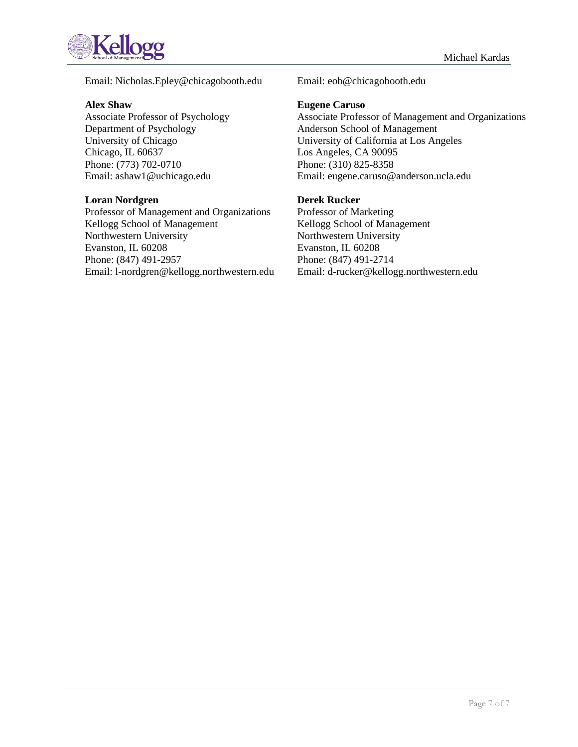Email: Nicholas.Epley@chicagobooth.edu

Email: eob@chicagobooth.edu

**Alex Shaw**
Associate Professor of Psychology
Department of Psychology
University of Chicago
Chicago, IL 60637
Phone: (773) 702-0710
Email: ashaw1@uchicago.edu

**Eugene Caruso**
Associate Professor of Management and Organizations
Anderson School of Management
University of California at Los Angeles
Los Angeles, CA 90095
Phone: (310) 825-8358
Email: eugene.caruso@anderson.ucla.edu

**Loran Nordgren**
Professor of Management and Organizations
Kellogg School of Management
Northwestern University
Evanston, IL 60208
Phone: (847) 491-2957
Email: l-nordgren@kellogg.northwestern.edu

**Derek Rucker**
Professor of Marketing
Kellogg School of Management
Northwestern University
Evanston, IL 60208
Phone: (847) 491-2714
Email: d-rucker@kellogg.northwestern.edu